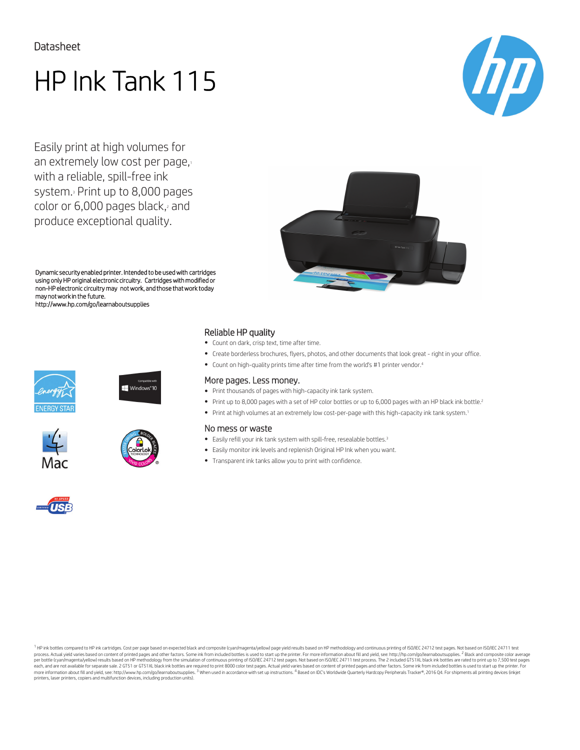Datasheet

# HP Ink Tank 115

Easily print at high volumes for an extremely low cost per page,[1] with a reliable, spill-free ink system.[3] Print up to 8,000 pages color or 6,000 pages black,[2] and produce exceptional quality.

Dynamic security enabled printer. Intended to be used with cartridges using only HP original electronic circuitry. Cartridges with modified or non-HP electronic circuitry may not work, and those that work today may not work in the future.
http://www.hp.com/go/learnaboutsupplies

## Reliable HP quality

- Count on dark, crisp text, time after time.
- Create borderless brochures, flyers, photos, and other documents that look great - right in your office.
- Count on high-quality prints time after time from the world's #1 printer vendor.[4]

## More pages. Less money.

- Print thousands of pages with high-capacity ink tank system.
- Print up to 8,000 pages with a set of HP color bottles or up to 6,000 pages with an HP black ink bottle.[2]
- Print at high volumes at an extremely low cost-per-page with this high-capacity ink tank system.[1]

## No mess or waste

- Easily refill your ink tank system with spill-free, resealable bottles.[3]
- Easily monitor ink levels and replenish Original HP Ink when you want.
- Transparent ink tanks allow you to print with confidence.

[1] HP ink bottles compared to HP ink cartridges. Cost per page based on expected black and composite (cyan/magenta/yellow) page yield results based on HP methodology and continuous printing of ISO/IEC 24712 test pages. Not based on ISO/IEC 24711 test process. Actual yield varies based on content of printed pages and other factors. Some ink from included bottles is used to start up the printer. For more information about fill and yield, see: http://hp.com/go/learnaboutsupplies. [2] Black and composite color average per bottle (cyan/magenta/yellow) results based on HP methodology from the simulation of continuous printing of ISO/IEC 24712 test pages. Not based on ISO/IEC 24711 test process. The 2 included GT51XL black ink bottles are rated to print up to 7,500 test pages each, and are not available for separate sale. 2 GT51 or GT51XL black ink bottles are required to print 8000 color test pages. Actual yield varies based on content of printed pages and other factors. Some ink from included bottles is used to start up the printer. For more information about fill and yield, see: http://www.hp.com/go/learnaboutsupplies. [3] When used in accordance with set up instructions. [4] Based on IDC's Worldwide Quarterly Hardcopy Peripherals Tracker®, 2016 Q4. For shipments all printing devices (inkjet printers, laser printers, copiers and multifunction devices, including production units).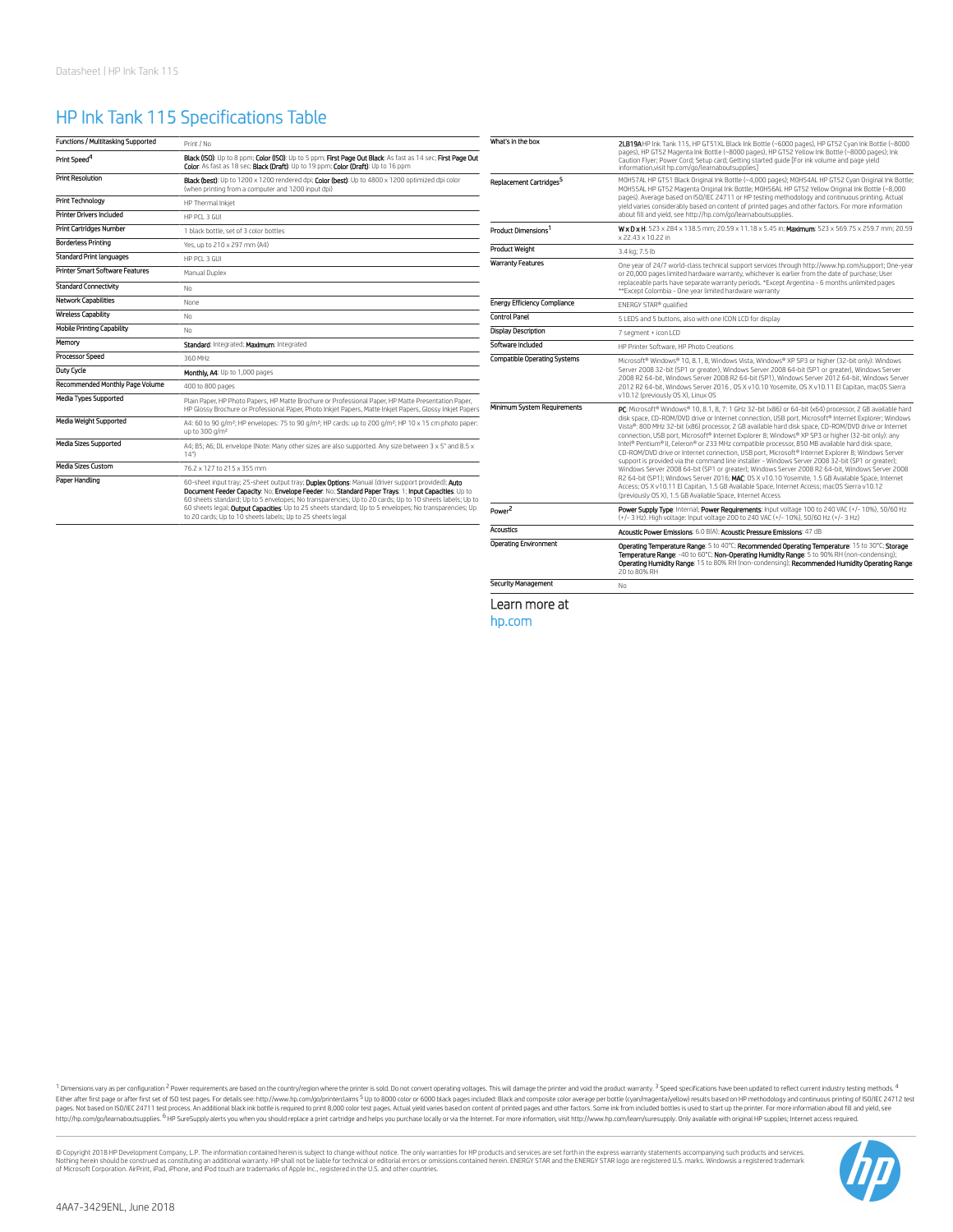# HP Ink Tank 115 Specifications Table

| | |
|---|---|
| Functions / Multitasking Supported | Print / No |
| Print Speed[4] | **Black (ISO)**: Up to 8 ppm; **Color (ISO)**: Up to 5 ppm; **First Page Out Black**: As fast as 14 sec; **First Page Out Color**: As fast as 18 sec; **Black (Draft)**: Up to 19 ppm; **Color (Draft)**: Up to 16 ppm |
| Print Resolution | **Black (best)**: Up to 1200 x 1200 rendered dpi; **Color (best)**: Up to 4800 x 1200 optimized dpi color (when printing from a computer and 1200 input dpi) |
| Print Technology | HP Thermal Inkjet |
| Printer Drivers Included | HP PCL 3 GUI |
| Print Cartridges Number | 1 black bottle, set of 3 color bottles |
| Borderless Printing | Yes, up to 210 x 297 mm (A4) |
| Standard Print languages | HP PCL 3 GUI |
| Printer Smart Software Features | Manual Duplex |
| Standard Connectivity | No |
| Network Capabilities | None |
| Wireless Capability | No |
| Mobile Printing Capability | No |
| Memory | **Standard**: Integrated; **Maximum**: Integrated |
| Processor Speed | 360 MHz |
| Duty Cycle | **Monthly, A4**: Up to 1,000 pages |
| Recommended Monthly Page Volume | 400 to 800 pages |
| Media Types Supported | Plain Paper, HP Photo Papers, HP Matte Brochure or Professional Paper, HP Matte Presentation Paper, HP Glossy Brochure or Professional Paper, Photo Inkjet Papers, Matte Inkjet Papers, Glossy Inkjet Papers |
| Media Weight Supported | A4: 60 to 90 g/m²; HP envelopes: 75 to 90 g/m²; HP cards: up to 200 g/m²; HP 10 x 15 cm photo paper: up to 300 g/m² |
| Media Sizes Supported | A4; B5; A6; DL envelope (Note: Many other sizes are also supported. Any size between 3 x 5" and 8.5 x 14") |
| Media Sizes Custom | 76.2 x 127 to 215 x 355 mm |
| Paper Handling | 60-sheet input tray; 25-sheet output tray; **Duplex Options**: Manual (driver support provided); **Auto Document Feeder Capacity**: No; **Envelope Feeder**: No; **Standard Paper Trays**: 1; **Input Capacities**: Up to 60 sheets standard; Up to 5 envelopes; No transparencies; Up to 20 cards; Up to 10 sheets labels; Up to 60 sheets legal; **Output Capacities**: Up to 25 sheets standard; Up to 5 envelopes; No transparencies; Up to 20 cards; Up to 10 sheets labels; Up to 25 sheets legal |
| What's in the box | **2LB19A** HP Ink Tank 115, HP GT51XL Black Ink Bottle (~6000 pages), HP GT52 Cyan Ink Bottle (~8000 pages), HP GT52 Magenta Ink Bottle (~8000 pages), HP GT52 Yellow Ink Bottle (~8000 pages); Ink Caution Flyer; Power Cord; Setup card; Getting started guide [For ink volume and page yield information,visit hp.com/go/learnaboutsupplies.] |
| Replacement Cartridges[5] | M0H57AL HP GT51 Black Original Ink Bottle (~4,000 pages); M0H54AL HP GT52 Cyan Original Ink Bottle; M0H55AL HP GT52 Magenta Original Ink Bottle; M0H56AL HP GT52 Yellow Original Ink Bottle (~8,000 pages). Average based on ISO/IEC 24711 or HP testing methodology and continuous printing. Actual yield varies considerably based on content of printed pages and other factors. For more information about fill and yield, see http://hp.com/go/learnaboutsupplies. |
| Product Dimensions[1] | **W x D x H**: 523 x 284 x 138.5 mm; 20.59 x 11.18 x 5.45 in; **Maximum**: 523 x 569.75 x 259.7 mm; 20.59 x 22.43 x 10.22 in |
| Product Weight | 3.4 kg; 7.5 lb |
| Warranty Features | One year of 24/7 world-class technical support services through http://www.hp.com/support; One-year or 20,000 pages limited hardware warranty, whichever is earlier from the date of purchase; User replaceable parts have separate warranty periods. *Except Argentina - 6 months unlimited pages **Except Colombia - One year limited hardware warranty |
| Energy Efficiency Compliance | ENERGY STAR® qualified |
| Control Panel | 5 LEDS and 5 buttons, also with one ICON LCD for display |
| Display Description | 7 segment + icon LCD |
| Software Included | HP Printer Software, HP Photo Creations |
| Compatible Operating Systems | Microsoft® Windows® 10, 8.1, 8, Windows Vista, Windows® XP SP3 or higher (32-bit only): Windows Server 2008 32-bit (SP1 or greater), Windows Server 2008 64-bit (SP1 or greater), Windows Server 2008 R2 64-bit, Windows Server 2008 R2 64-bit (SP1), Windows Server 2012 64-bit, Windows Server 2012 R2 64-bit, Windows Server 2016 , OS X v10.10 Yosemite, OS X v10.11 El Capitan, macOS Sierra v10.12 (previously OS X), Linux OS |
| Minimum System Requirements | **PC**: Microsoft® Windows® 10, 8.1, 8, 7: 1 GHz 32-bit (x86) or 64-bit (x64) processor, 2 GB available hard disk space, CD-ROM/DVD drive or Internet connection, USB port, Microsoft® Internet Explorer; Windows Vista®: 800 MHz 32-bit (x86) processor, 2 GB available hard disk space, CD-ROM/DVD drive or Internet connection, USB port, Microsoft® Internet Explorer 8; Windows® XP SP3 or higher (32-bit only): any Intel® Pentium® II, Celeron® or 233 MHz compatible processor, 850 MB available hard disk space, CD-ROM/DVD drive or Internet connection, USB port, Microsoft® Internet Explorer 8; Windows Server support is provided via the command line installer - Windows Server 2008 32-bit (SP1 or greater); Windows Server 2008 64-bit (SP1 or greater); Windows Server 2008 R2 64-bit, Windows Server 2008 R2 64-bit (SP1); Windows Server 2016; **MAC**: OS X v10.10 Yosemite, 1.5 GB Available Space, Internet Access; OS X v10.11 El Capitan, 1.5 GB Available Space, Internet Access; macOS Sierra v10.12 (previously OS X), 1.5 GB Available Space, Internet Access |
| Power[2] | **Power Supply Type**: Internal; **Power Requirements**: Input voltage 100 to 240 VAC (+/- 10%), 50/60 Hz (+/- 3 Hz). High voltage: Input voltage 200 to 240 VAC (+/- 10%), 50/60 Hz (+/- 3 Hz) |
| Acoustics | **Acoustic Power Emissions**: 6.0 B(A); **Acoustic Pressure Emissions**: 47 dB |
| Operating Environment | **Operating Temperature Range**: 5 to 40°C; **Recommended Operating Temperature**: 15 to 30°C; **Storage Temperature Range**: -40 to 60°C; **Non-Operating Humidity Range**: 5 to 90% RH (non-condensing); **Operating Humidity Range**: 15 to 80% RH (non-condensing); **Recommended Humidity Operating Range**: 20 to 80% RH |
| Security Management | No |

Learn more at
hp.com

[1] Dimensions vary as per configuration [2] Power requirements are based on the country/region where the printer is sold. Do not convert operating voltages. This will damage the printer and void the product warranty. [3] Speed specifications have been updated to reflect current industry testing methods. [4] Either after first page or after first set of ISO test pages. For details see: http://www.hp.com/go/printerclaims [5] Up to 8000 color or 6000 black pages included: Black and composite color average per bottle (cyan/magenta/yellow) results based on HP methodology and continuous printing of ISO/IEC 24712 test pages. Not based on ISO/IEC 24711 test process. An additional black ink bottle is required to print 8,000 color test pages. Actual yield varies based on content of printed pages and other factors. Some ink from included bottles is used to start up the printer. For more information about fill and yield, see http://hp.com/go/learnaboutsupplies. [6] HP SureSupply alerts you when you should replace a print cartridge and helps you purchase locally or via the Internet. For more information, visit http://www.hp.com/learn/suresupply. Only available with original HP supplies; Internet access required.

© Copyright 2018 HP Development Company, L.P. The information contained herein is subject to change without notice. The only warranties for HP products and services are set forth in the express warranty statements accompanying such products and services. Nothing herein should be construed as constituting an additional warranty. HP shall not be liable for technical or editorial errors or omissions contained herein. ENERGY STAR and the ENERGY STAR logo are registered U.S. marks. Windowsis a registered trademark of Microsoft Corporation. AirPrint, iPad, iPhone, and iPod touch are trademarks of Apple Inc., registered in the U.S. and other countries.

4AA7-3429ENL, June 2018